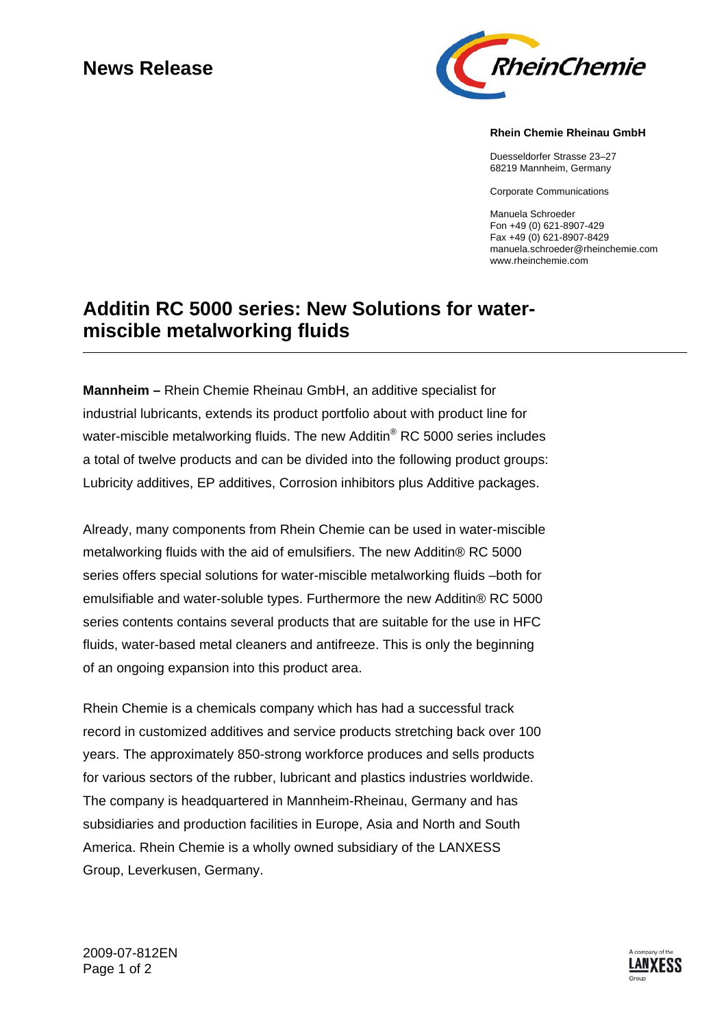# News Release

**Rhein Chemie Rheinau GmbH**

Duesseldorfer Strasse 23–27
68219 Mannheim, Germany

Corporate Communications

Manuela Schroeder
Fon +49 (0) 621-8907-429
Fax +49 (0) 621-8907-8429
manuela.schroeder@rheinchemie.com
www.rheinchemie.com

## Additin RC 5000 series: New Solutions for water-miscible metalworking fluids

**Mannheim –** Rhein Chemie Rheinau GmbH, an additive specialist for industrial lubricants, extends its product portfolio about with product line for water-miscible metalworking fluids. The new Additin® RC 5000 series includes a total of twelve products and can be divided into the following product groups: Lubricity additives, EP additives, Corrosion inhibitors plus Additive packages.

Already, many components from Rhein Chemie can be used in water-miscible metalworking fluids with the aid of emulsifiers. The new Additin® RC 5000 series offers special solutions for water-miscible metalworking fluids –both for emulsifiable and water-soluble types. Furthermore the new Additin® RC 5000 series contents contains several products that are suitable for the use in HFC fluids, water-based metal cleaners and antifreeze. This is only the beginning of an ongoing expansion into this product area.

Rhein Chemie is a chemicals company which has had a successful track record in customized additives and service products stretching back over 100 years. The approximately 850-strong workforce produces and sells products for various sectors of the rubber, lubricant and plastics industries worldwide. The company is headquartered in Mannheim-Rheinau, Germany and has subsidiaries and production facilities in Europe, Asia and North and South America. Rhein Chemie is a wholly owned subsidiary of the LANXESS Group, Leverkusen, Germany.

2009-07-812EN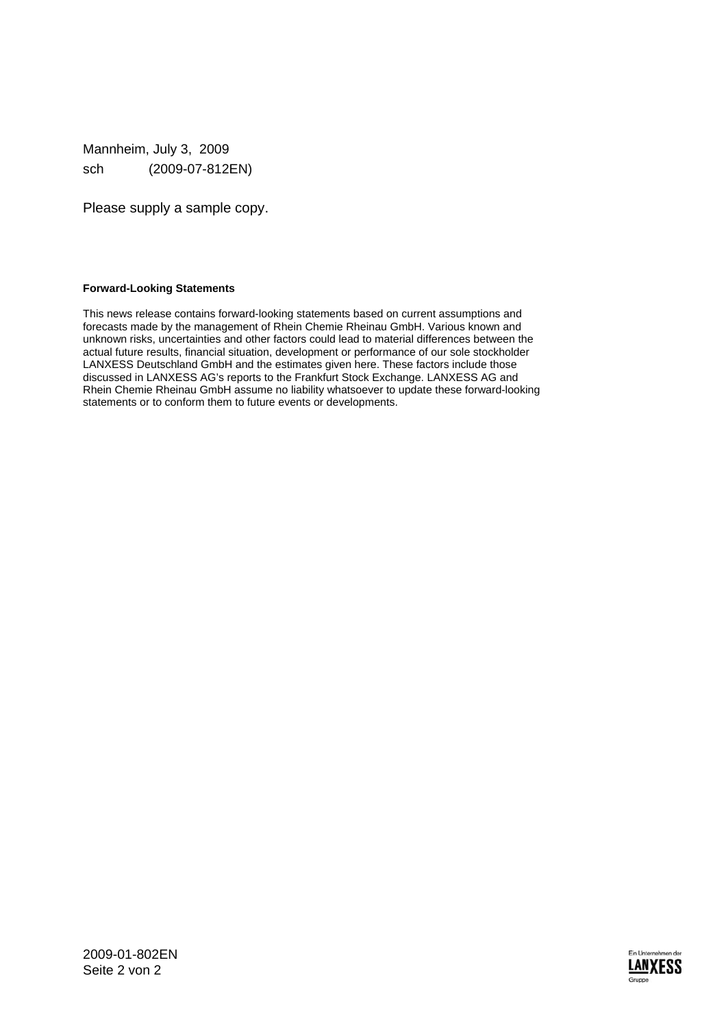Mannheim, July 3, 2009
sch (2009-07-812EN)

Please supply a sample copy.

**Forward-Looking Statements**

This news release contains forward-looking statements based on current assumptions and forecasts made by the management of Rhein Chemie Rheinau GmbH. Various known and unknown risks, uncertainties and other factors could lead to material differences between the actual future results, financial situation, development or performance of our sole stockholder LANXESS Deutschland GmbH and the estimates given here. These factors include those discussed in LANXESS AG's reports to the Frankfurt Stock Exchange. LANXESS AG and Rhein Chemie Rheinau GmbH assume no liability whatsoever to update these forward-looking statements or to conform them to future events or developments.